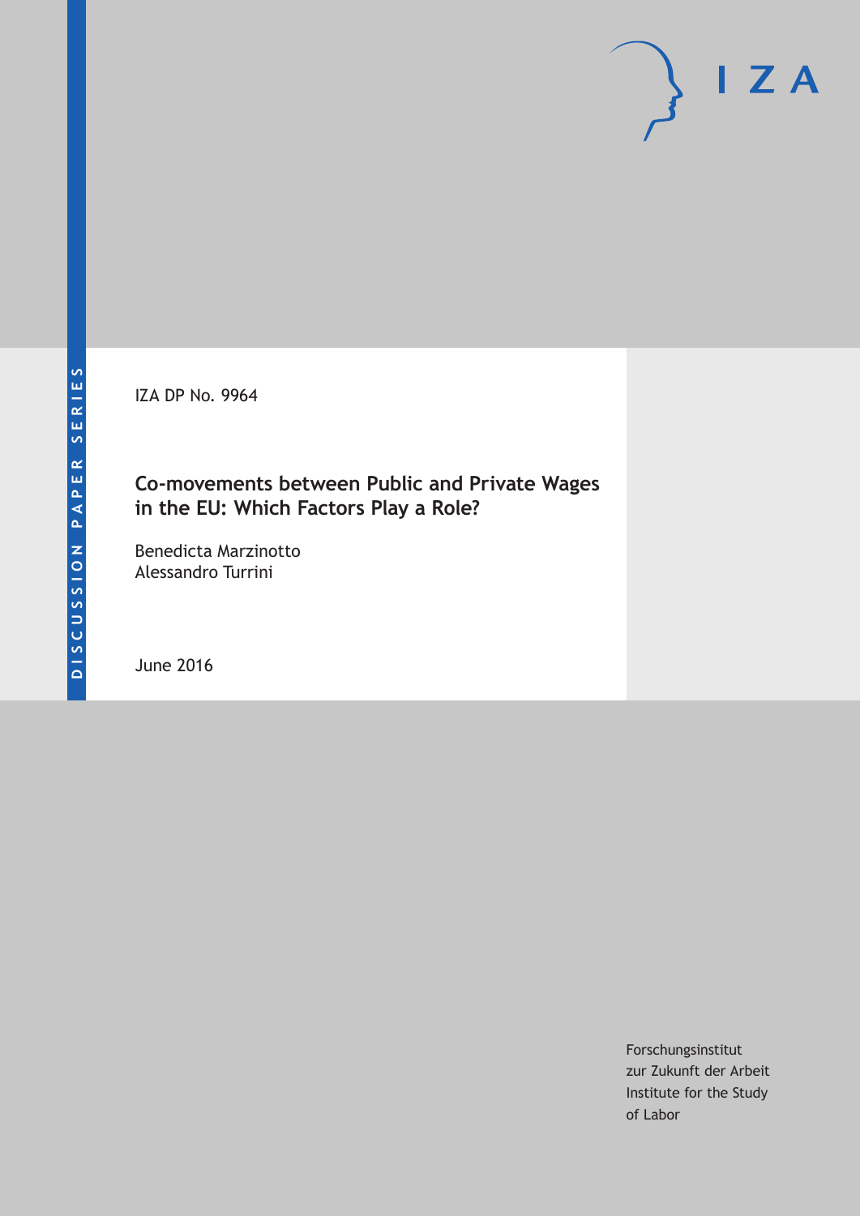DISCUSSION PAPER SERIES

IZA DP No. 9964

# Co-movements between Public and Private Wages in the EU: Which Factors Play a Role?

Benedicta Marzinotto
Alessandro Turrini

June 2016

Forschungsinstitut
zur Zukunft der Arbeit
Institute for the Study
of Labor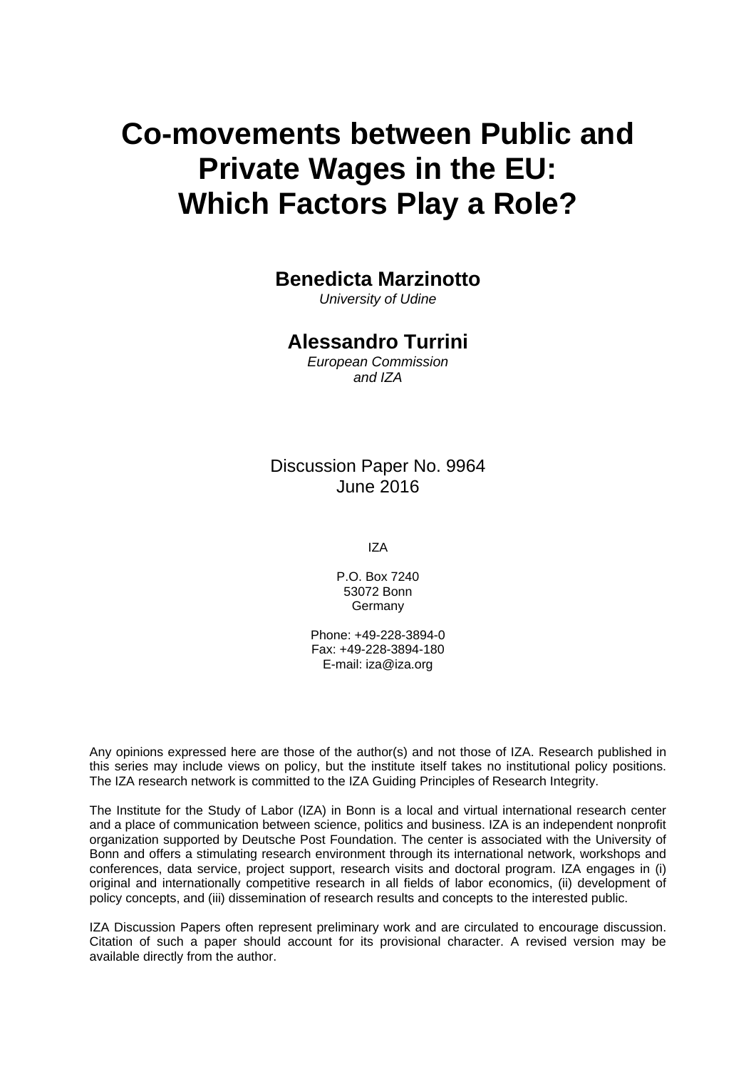# Co-movements between Public and Private Wages in the EU: Which Factors Play a Role?

**Benedicta Marzinotto**

*University of Udine*

**Alessandro Turrini**

*European Commission and IZA*

Discussion Paper No. 9964
June 2016

IZA

P.O. Box 7240
53072 Bonn
Germany

Phone: +49-228-3894-0
Fax: +49-228-3894-180
E-mail: iza@iza.org

Any opinions expressed here are those of the author(s) and not those of IZA. Research published in this series may include views on policy, but the institute itself takes no institutional policy positions. The IZA research network is committed to the IZA Guiding Principles of Research Integrity.

The Institute for the Study of Labor (IZA) in Bonn is a local and virtual international research center and a place of communication between science, politics and business. IZA is an independent nonprofit organization supported by Deutsche Post Foundation. The center is associated with the University of Bonn and offers a stimulating research environment through its international network, workshops and conferences, data service, project support, research visits and doctoral program. IZA engages in (i) original and internationally competitive research in all fields of labor economics, (ii) development of policy concepts, and (iii) dissemination of research results and concepts to the interested public.

IZA Discussion Papers often represent preliminary work and are circulated to encourage discussion. Citation of such a paper should account for its provisional character. A revised version may be available directly from the author.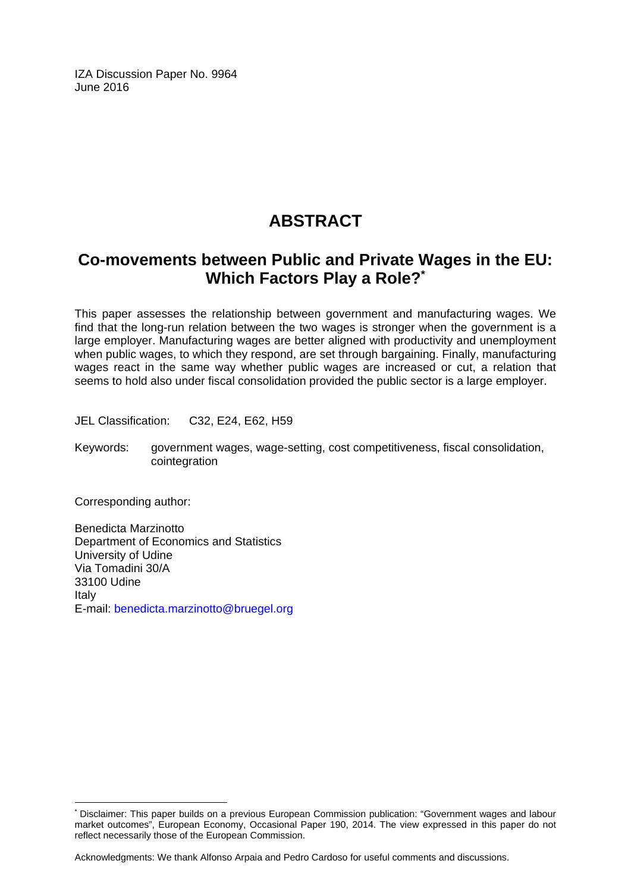IZA Discussion Paper No. 9964
June 2016

# ABSTRACT

## Co-movements between Public and Private Wages in the EU: Which Factors Play a Role?[*]

This paper assesses the relationship between government and manufacturing wages. We find that the long-run relation between the two wages is stronger when the government is a large employer. Manufacturing wages are better aligned with productivity and unemployment when public wages, to which they respond, are set through bargaining. Finally, manufacturing wages react in the same way whether public wages are increased or cut, a relation that seems to hold also under fiscal consolidation provided the public sector is a large employer.

JEL Classification: C32, E24, E62, H59

Keywords: government wages, wage-setting, cost competitiveness, fiscal consolidation, cointegration

Corresponding author:

Benedicta Marzinotto
Department of Economics and Statistics
University of Udine
Via Tomadini 30/A
33100 Udine
Italy
E-mail: benedicta.marzinotto@bruegel.org

[*] Disclaimer: This paper builds on a previous European Commission publication: "Government wages and labour market outcomes", European Economy, Occasional Paper 190, 2014. The view expressed in this paper do not reflect necessarily those of the European Commission.

Acknowledgments: We thank Alfonso Arpaia and Pedro Cardoso for useful comments and discussions.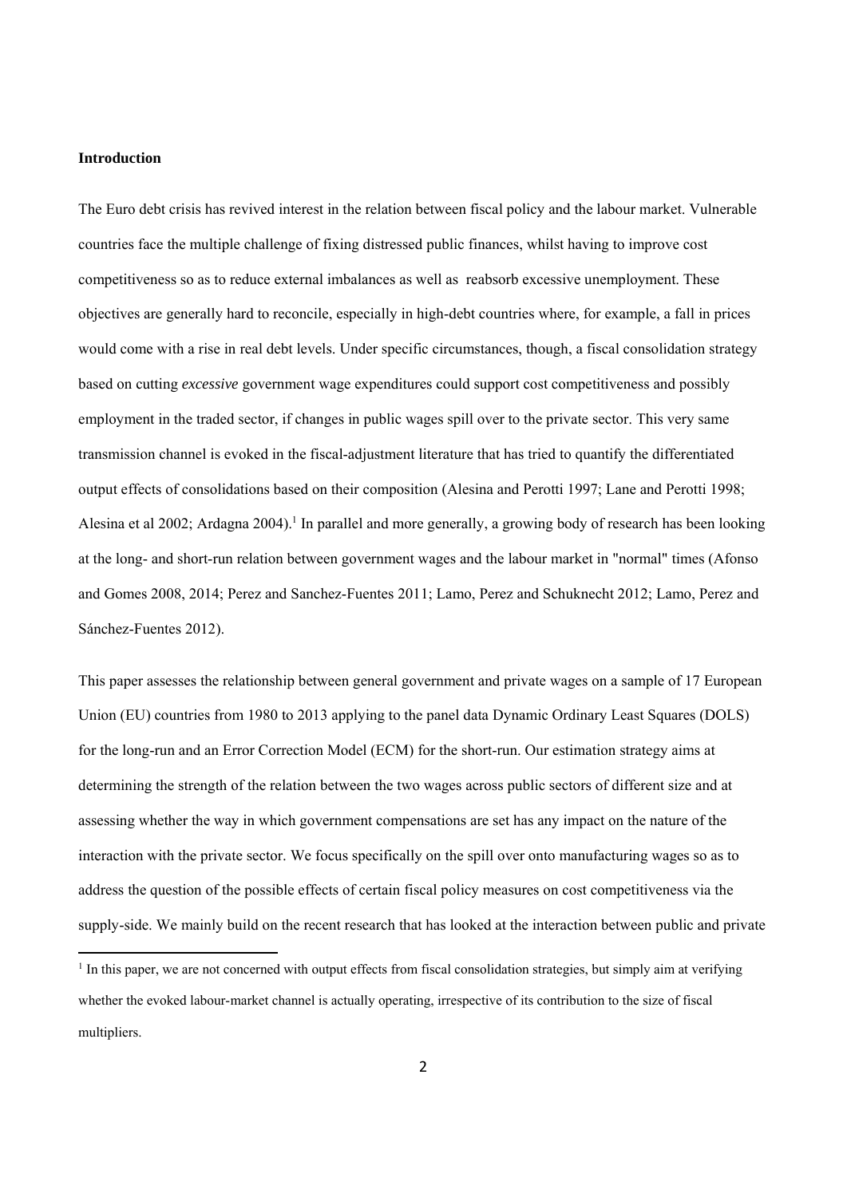**Introduction**

The Euro debt crisis has revived interest in the relation between fiscal policy and the labour market. Vulnerable countries face the multiple challenge of fixing distressed public finances, whilst having to improve cost competitiveness so as to reduce external imbalances as well as reabsorb excessive unemployment. These objectives are generally hard to reconcile, especially in high-debt countries where, for example, a fall in prices would come with a rise in real debt levels. Under specific circumstances, though, a fiscal consolidation strategy based on cutting *excessive* government wage expenditures could support cost competitiveness and possibly employment in the traded sector, if changes in public wages spill over to the private sector. This very same transmission channel is evoked in the fiscal-adjustment literature that has tried to quantify the differentiated output effects of consolidations based on their composition (Alesina and Perotti 1997; Lane and Perotti 1998; Alesina et al 2002; Ardagna 2004).[1] In parallel and more generally, a growing body of research has been looking at the long- and short-run relation between government wages and the labour market in "normal" times (Afonso and Gomes 2008, 2014; Perez and Sanchez-Fuentes 2011; Lamo, Perez and Schuknecht 2012; Lamo, Perez and Sánchez-Fuentes 2012).

This paper assesses the relationship between general government and private wages on a sample of 17 European Union (EU) countries from 1980 to 2013 applying to the panel data Dynamic Ordinary Least Squares (DOLS) for the long-run and an Error Correction Model (ECM) for the short-run. Our estimation strategy aims at determining the strength of the relation between the two wages across public sectors of different size and at assessing whether the way in which government compensations are set has any impact on the nature of the interaction with the private sector. We focus specifically on the spill over onto manufacturing wages so as to address the question of the possible effects of certain fiscal policy measures on cost competitiveness via the supply-side. We mainly build on the recent research that has looked at the interaction between public and private

[1] In this paper, we are not concerned with output effects from fiscal consolidation strategies, but simply aim at verifying whether the evoked labour-market channel is actually operating, irrespective of its contribution to the size of fiscal multipliers.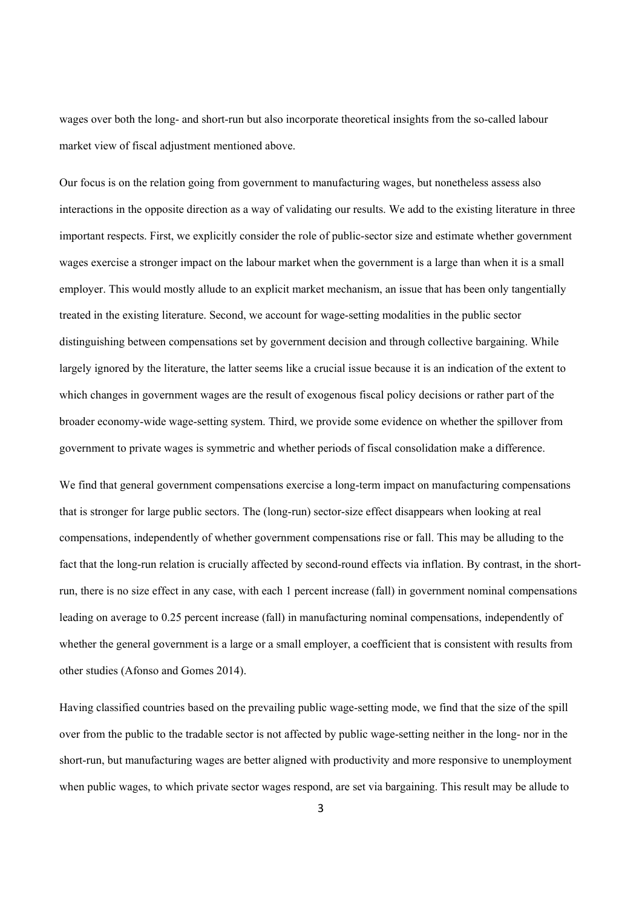wages over both the long- and short-run but also incorporate theoretical insights from the so-called labour market view of fiscal adjustment mentioned above.

Our focus is on the relation going from government to manufacturing wages, but nonetheless assess also interactions in the opposite direction as a way of validating our results. We add to the existing literature in three important respects. First, we explicitly consider the role of public-sector size and estimate whether government wages exercise a stronger impact on the labour market when the government is a large than when it is a small employer. This would mostly allude to an explicit market mechanism, an issue that has been only tangentially treated in the existing literature. Second, we account for wage-setting modalities in the public sector distinguishing between compensations set by government decision and through collective bargaining. While largely ignored by the literature, the latter seems like a crucial issue because it is an indication of the extent to which changes in government wages are the result of exogenous fiscal policy decisions or rather part of the broader economy-wide wage-setting system. Third, we provide some evidence on whether the spillover from government to private wages is symmetric and whether periods of fiscal consolidation make a difference.

We find that general government compensations exercise a long-term impact on manufacturing compensations that is stronger for large public sectors. The (long-run) sector-size effect disappears when looking at real compensations, independently of whether government compensations rise or fall. This may be alluding to the fact that the long-run relation is crucially affected by second-round effects via inflation. By contrast, in the short-run, there is no size effect in any case, with each 1 percent increase (fall) in government nominal compensations leading on average to 0.25 percent increase (fall) in manufacturing nominal compensations, independently of whether the general government is a large or a small employer, a coefficient that is consistent with results from other studies (Afonso and Gomes 2014).

Having classified countries based on the prevailing public wage-setting mode, we find that the size of the spill over from the public to the tradable sector is not affected by public wage-setting neither in the long- nor in the short-run, but manufacturing wages are better aligned with productivity and more responsive to unemployment when public wages, to which private sector wages respond, are set via bargaining. This result may be allude to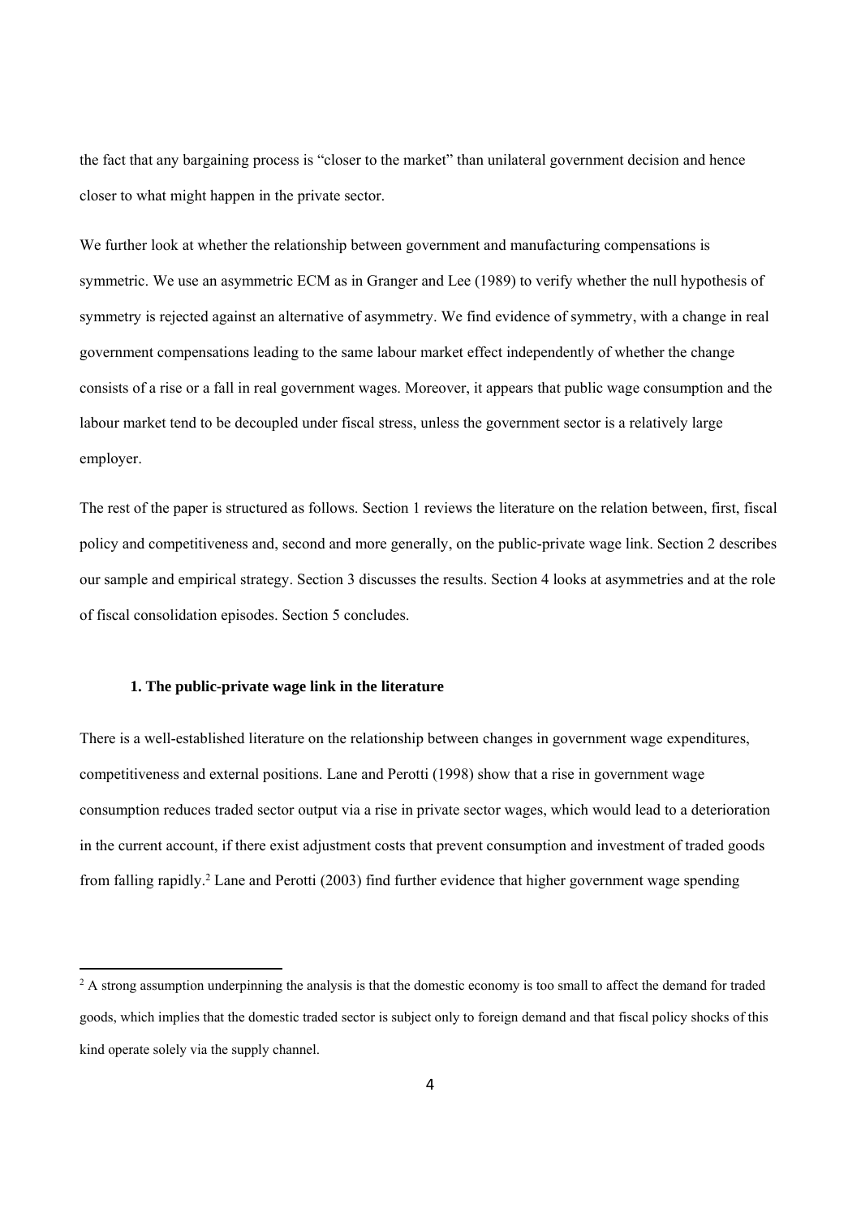the fact that any bargaining process is "closer to the market" than unilateral government decision and hence closer to what might happen in the private sector.

We further look at whether the relationship between government and manufacturing compensations is symmetric. We use an asymmetric ECM as in Granger and Lee (1989) to verify whether the null hypothesis of symmetry is rejected against an alternative of asymmetry. We find evidence of symmetry, with a change in real government compensations leading to the same labour market effect independently of whether the change consists of a rise or a fall in real government wages. Moreover, it appears that public wage consumption and the labour market tend to be decoupled under fiscal stress, unless the government sector is a relatively large employer.

The rest of the paper is structured as follows. Section 1 reviews the literature on the relation between, first, fiscal policy and competitiveness and, second and more generally, on the public-private wage link. Section 2 describes our sample and empirical strategy. Section 3 discusses the results. Section 4 looks at asymmetries and at the role of fiscal consolidation episodes. Section 5 concludes.

## 1. The public-private wage link in the literature

There is a well-established literature on the relationship between changes in government wage expenditures, competitiveness and external positions. Lane and Perotti (1998) show that a rise in government wage consumption reduces traded sector output via a rise in private sector wages, which would lead to a deterioration in the current account, if there exist adjustment costs that prevent consumption and investment of traded goods from falling rapidly.[2] Lane and Perotti (2003) find further evidence that higher government wage spending

[2] A strong assumption underpinning the analysis is that the domestic economy is too small to affect the demand for traded goods, which implies that the domestic traded sector is subject only to foreign demand and that fiscal policy shocks of this kind operate solely via the supply channel.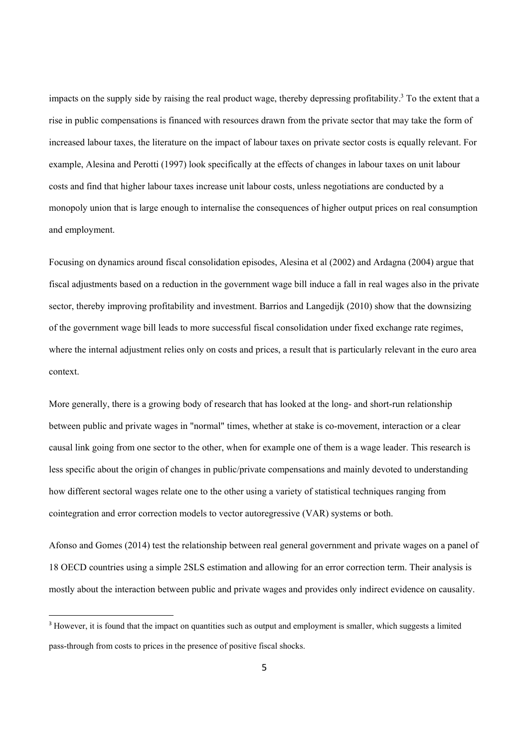impacts on the supply side by raising the real product wage, thereby depressing profitability.[3] To the extent that a rise in public compensations is financed with resources drawn from the private sector that may take the form of increased labour taxes, the literature on the impact of labour taxes on private sector costs is equally relevant. For example, Alesina and Perotti (1997) look specifically at the effects of changes in labour taxes on unit labour costs and find that higher labour taxes increase unit labour costs, unless negotiations are conducted by a monopoly union that is large enough to internalise the consequences of higher output prices on real consumption and employment.

Focusing on dynamics around fiscal consolidation episodes, Alesina et al (2002) and Ardagna (2004) argue that fiscal adjustments based on a reduction in the government wage bill induce a fall in real wages also in the private sector, thereby improving profitability and investment. Barrios and Langedijk (2010) show that the downsizing of the government wage bill leads to more successful fiscal consolidation under fixed exchange rate regimes, where the internal adjustment relies only on costs and prices, a result that is particularly relevant in the euro area context.

More generally, there is a growing body of research that has looked at the long- and short-run relationship between public and private wages in "normal" times, whether at stake is co-movement, interaction or a clear causal link going from one sector to the other, when for example one of them is a wage leader. This research is less specific about the origin of changes in public/private compensations and mainly devoted to understanding how different sectoral wages relate one to the other using a variety of statistical techniques ranging from cointegration and error correction models to vector autoregressive (VAR) systems or both.

Afonso and Gomes (2014) test the relationship between real general government and private wages on a panel of 18 OECD countries using a simple 2SLS estimation and allowing for an error correction term. Their analysis is mostly about the interaction between public and private wages and provides only indirect evidence on causality.

[3] However, it is found that the impact on quantities such as output and employment is smaller, which suggests a limited pass-through from costs to prices in the presence of positive fiscal shocks.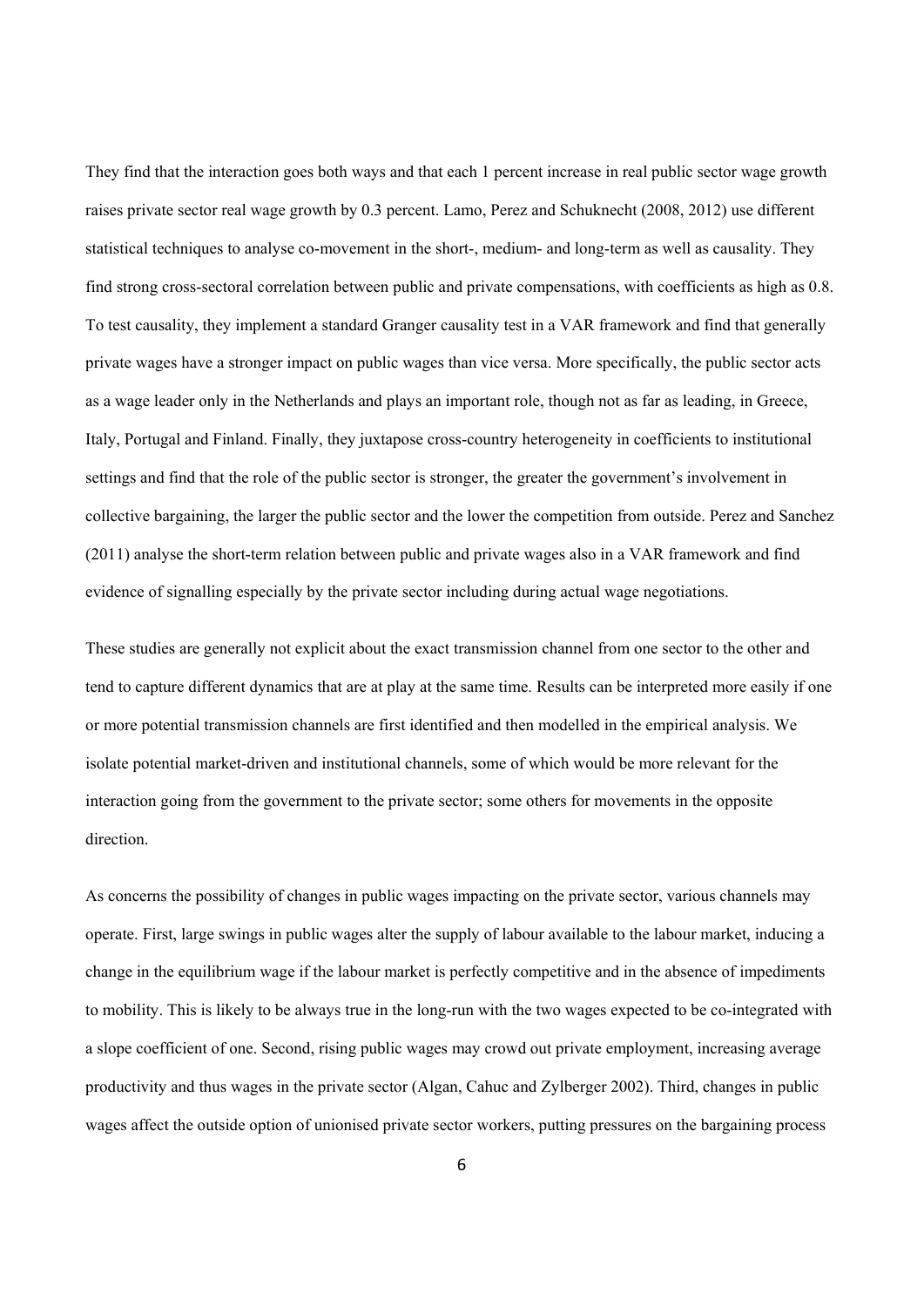They find that the interaction goes both ways and that each 1 percent increase in real public sector wage growth raises private sector real wage growth by 0.3 percent. Lamo, Perez and Schuknecht (2008, 2012) use different statistical techniques to analyse co-movement in the short-, medium- and long-term as well as causality. They find strong cross-sectoral correlation between public and private compensations, with coefficients as high as 0.8. To test causality, they implement a standard Granger causality test in a VAR framework and find that generally private wages have a stronger impact on public wages than vice versa. More specifically, the public sector acts as a wage leader only in the Netherlands and plays an important role, though not as far as leading, in Greece, Italy, Portugal and Finland. Finally, they juxtapose cross-country heterogeneity in coefficients to institutional settings and find that the role of the public sector is stronger, the greater the government's involvement in collective bargaining, the larger the public sector and the lower the competition from outside. Perez and Sanchez (2011) analyse the short-term relation between public and private wages also in a VAR framework and find evidence of signalling especially by the private sector including during actual wage negotiations.

These studies are generally not explicit about the exact transmission channel from one sector to the other and tend to capture different dynamics that are at play at the same time. Results can be interpreted more easily if one or more potential transmission channels are first identified and then modelled in the empirical analysis. We isolate potential market-driven and institutional channels, some of which would be more relevant for the interaction going from the government to the private sector; some others for movements in the opposite direction.

As concerns the possibility of changes in public wages impacting on the private sector, various channels may operate. First, large swings in public wages alter the supply of labour available to the labour market, inducing a change in the equilibrium wage if the labour market is perfectly competitive and in the absence of impediments to mobility. This is likely to be always true in the long-run with the two wages expected to be co-integrated with a slope coefficient of one. Second, rising public wages may crowd out private employment, increasing average productivity and thus wages in the private sector (Algan, Cahuc and Zylberger 2002). Third, changes in public wages affect the outside option of unionised private sector workers, putting pressures on the bargaining process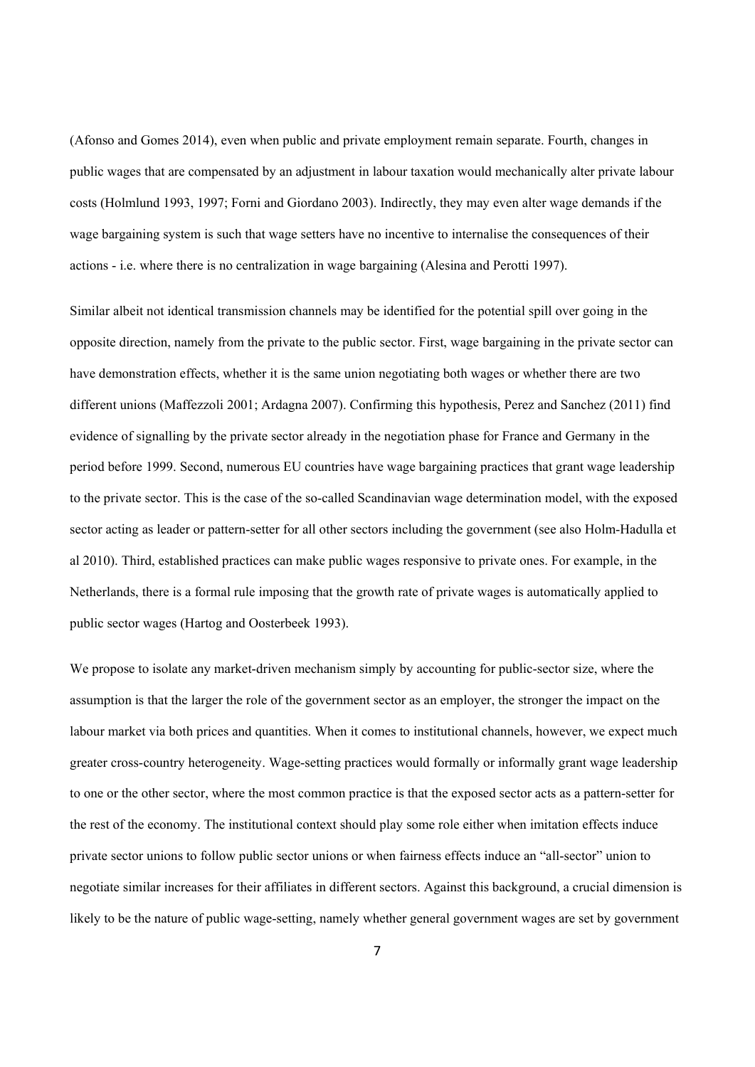(Afonso and Gomes 2014), even when public and private employment remain separate. Fourth, changes in public wages that are compensated by an adjustment in labour taxation would mechanically alter private labour costs (Holmlund 1993, 1997; Forni and Giordano 2003). Indirectly, they may even alter wage demands if the wage bargaining system is such that wage setters have no incentive to internalise the consequences of their actions - i.e. where there is no centralization in wage bargaining (Alesina and Perotti 1997).

Similar albeit not identical transmission channels may be identified for the potential spill over going in the opposite direction, namely from the private to the public sector. First, wage bargaining in the private sector can have demonstration effects, whether it is the same union negotiating both wages or whether there are two different unions (Maffezzoli 2001; Ardagna 2007). Confirming this hypothesis, Perez and Sanchez (2011) find evidence of signalling by the private sector already in the negotiation phase for France and Germany in the period before 1999. Second, numerous EU countries have wage bargaining practices that grant wage leadership to the private sector. This is the case of the so-called Scandinavian wage determination model, with the exposed sector acting as leader or pattern-setter for all other sectors including the government (see also Holm-Hadulla et al 2010). Third, established practices can make public wages responsive to private ones. For example, in the Netherlands, there is a formal rule imposing that the growth rate of private wages is automatically applied to public sector wages (Hartog and Oosterbeek 1993).

We propose to isolate any market-driven mechanism simply by accounting for public-sector size, where the assumption is that the larger the role of the government sector as an employer, the stronger the impact on the labour market via both prices and quantities. When it comes to institutional channels, however, we expect much greater cross-country heterogeneity. Wage-setting practices would formally or informally grant wage leadership to one or the other sector, where the most common practice is that the exposed sector acts as a pattern-setter for the rest of the economy. The institutional context should play some role either when imitation effects induce private sector unions to follow public sector unions or when fairness effects induce an "all-sector" union to negotiate similar increases for their affiliates in different sectors. Against this background, a crucial dimension is likely to be the nature of public wage-setting, namely whether general government wages are set by government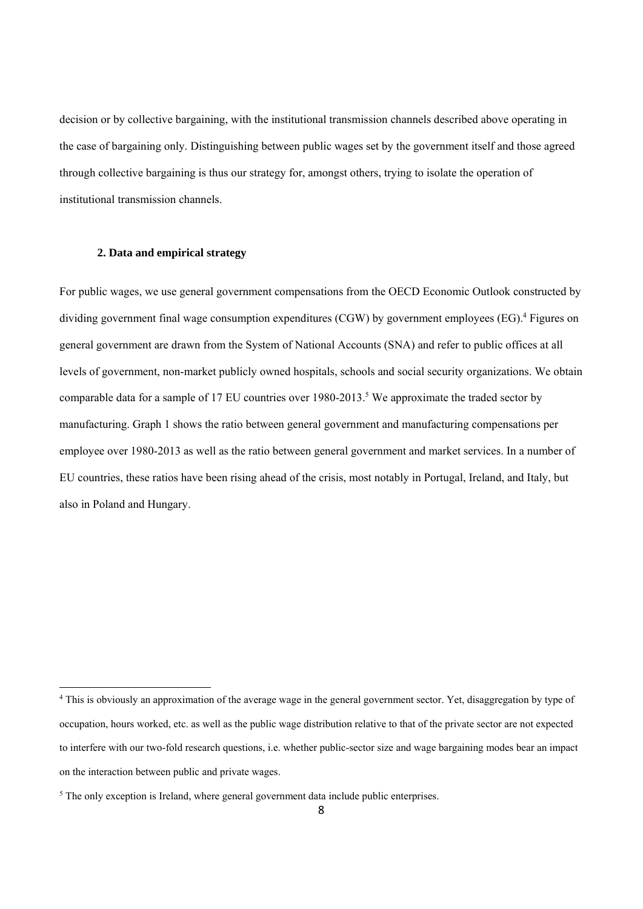decision or by collective bargaining, with the institutional transmission channels described above operating in the case of bargaining only. Distinguishing between public wages set by the government itself and those agreed through collective bargaining is thus our strategy for, amongst others, trying to isolate the operation of institutional transmission channels.

## 2. Data and empirical strategy

For public wages, we use general government compensations from the OECD Economic Outlook constructed by dividing government final wage consumption expenditures (CGW) by government employees (EG).[4] Figures on general government are drawn from the System of National Accounts (SNA) and refer to public offices at all levels of government, non-market publicly owned hospitals, schools and social security organizations. We obtain comparable data for a sample of 17 EU countries over 1980-2013.[5] We approximate the traded sector by manufacturing. Graph 1 shows the ratio between general government and manufacturing compensations per employee over 1980-2013 as well as the ratio between general government and market services. In a number of EU countries, these ratios have been rising ahead of the crisis, most notably in Portugal, Ireland, and Italy, but also in Poland and Hungary.

---

[4] This is obviously an approximation of the average wage in the general government sector. Yet, disaggregation by type of occupation, hours worked, etc. as well as the public wage distribution relative to that of the private sector are not expected to interfere with our two-fold research questions, i.e. whether public-sector size and wage bargaining modes bear an impact on the interaction between public and private wages.

[5] The only exception is Ireland, where general government data include public enterprises.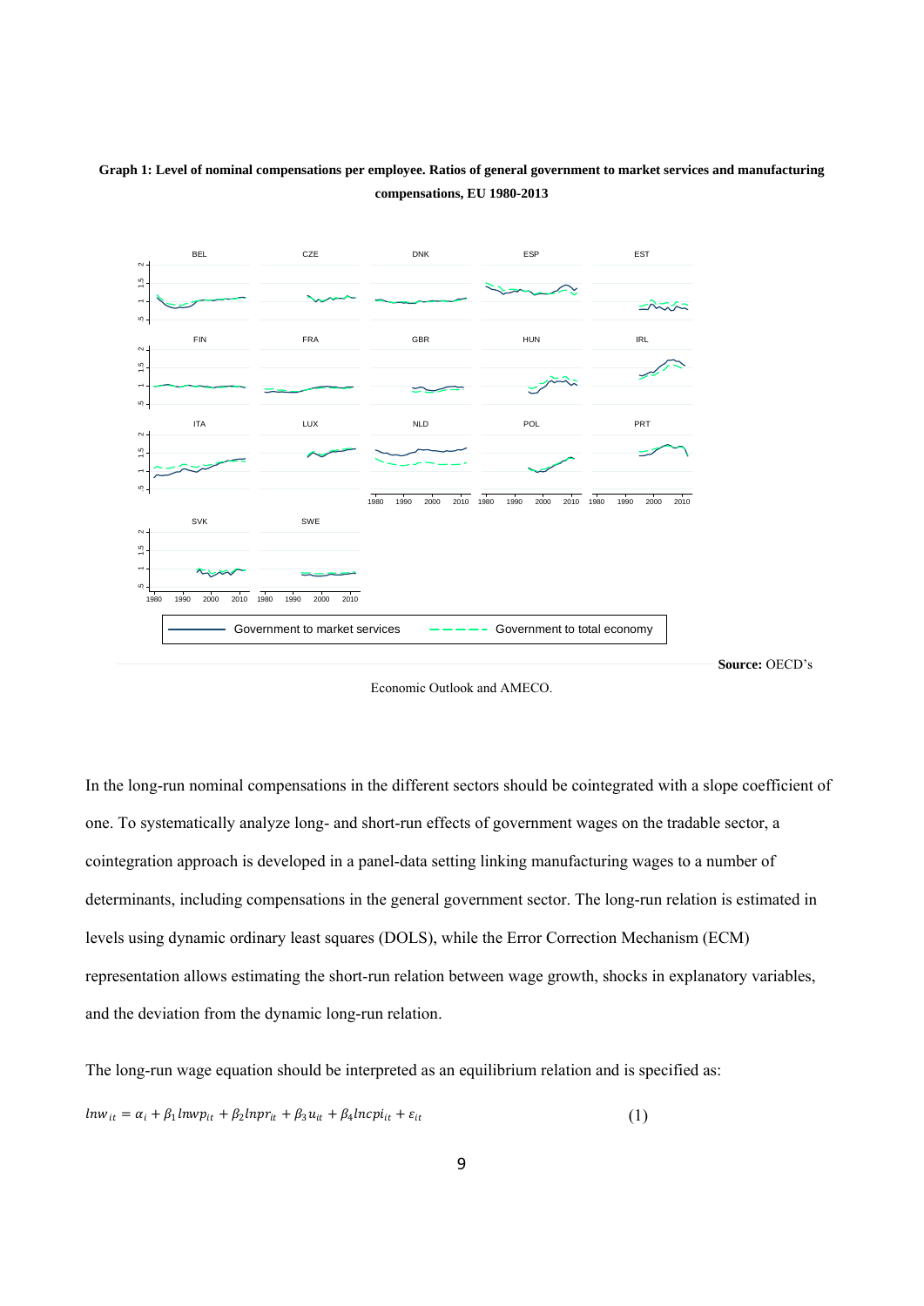**Graph 1: Level of nominal compensations per employee. Ratios of general government to market services and manufacturing compensations, EU 1980-2013**

**Source:** OECD's Economic Outlook and AMECO.

In the long-run nominal compensations in the different sectors should be cointegrated with a slope coefficient of one. To systematically analyze long- and short-run effects of government wages on the tradable sector, a cointegration approach is developed in a panel-data setting linking manufacturing wages to a number of determinants, including compensations in the general government sector. The long-run relation is estimated in levels using dynamic ordinary least squares (DOLS), while the Error Correction Mechanism (ECM) representation allows estimating the short-run relation between wage growth, shocks in explanatory variables, and the deviation from the dynamic long-run relation.

The long-run wage equation should be interpreted as an equilibrium relation and is specified as:

$$lnw_{it} = \alpha_i + \beta_1 lnwp_{it} + \beta_2 lnpr_{it} + \beta_3 u_{it} + \beta_4 lncpi_{it} + \varepsilon_{it} \tag{1}$$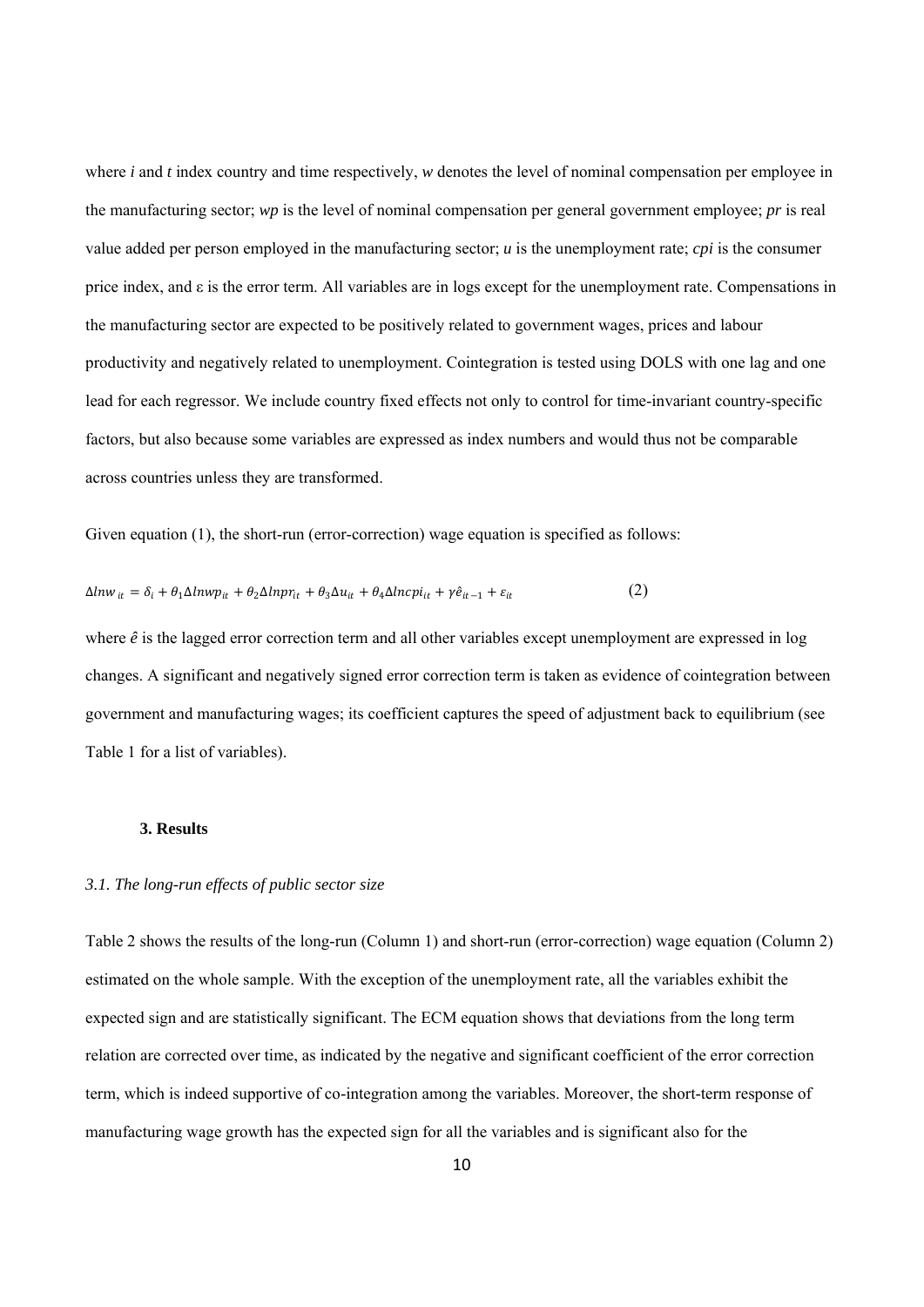where *i* and *t* index country and time respectively, *w* denotes the level of nominal compensation per employee in the manufacturing sector; *wp* is the level of nominal compensation per general government employee; *pr* is real value added per person employed in the manufacturing sector; *u* is the unemployment rate; *cpi* is the consumer price index, and ε is the error term. All variables are in logs except for the unemployment rate. Compensations in the manufacturing sector are expected to be positively related to government wages, prices and labour productivity and negatively related to unemployment. Cointegration is tested using DOLS with one lag and one lead for each regressor. We include country fixed effects not only to control for time-invariant country-specific factors, but also because some variables are expressed as index numbers and would thus not be comparable across countries unless they are transformed.

Given equation (1), the short-run (error-correction) wage equation is specified as follows:

$$\Delta lnw_{it} = \delta_i + \theta_1 \Delta lnwp_{it} + \theta_2 \Delta lnpr_{it} + \theta_3 \Delta u_{it} + \theta_4 \Delta lncpi_{it} + \gamma \hat{e}_{it-1} + \varepsilon_{it} \quad (2)$$

where $\hat{e}$ is the lagged error correction term and all other variables except unemployment are expressed in log changes. A significant and negatively signed error correction term is taken as evidence of cointegration between government and manufacturing wages; its coefficient captures the speed of adjustment back to equilibrium (see Table 1 for a list of variables).

## 3. Results

### *3.1. The long-run effects of public sector size*

Table 2 shows the results of the long-run (Column 1) and short-run (error-correction) wage equation (Column 2) estimated on the whole sample. With the exception of the unemployment rate, all the variables exhibit the expected sign and are statistically significant. The ECM equation shows that deviations from the long term relation are corrected over time, as indicated by the negative and significant coefficient of the error correction term, which is indeed supportive of co-integration among the variables. Moreover, the short-term response of manufacturing wage growth has the expected sign for all the variables and is significant also for the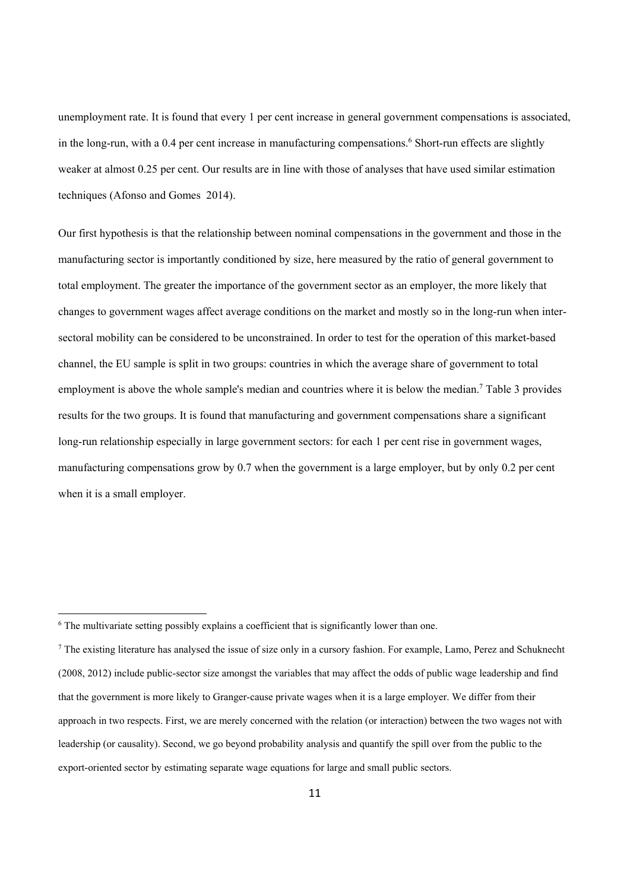unemployment rate. It is found that every 1 per cent increase in general government compensations is associated, in the long-run, with a 0.4 per cent increase in manufacturing compensations.[6] Short-run effects are slightly weaker at almost 0.25 per cent. Our results are in line with those of analyses that have used similar estimation techniques (Afonso and Gomes 2014).

Our first hypothesis is that the relationship between nominal compensations in the government and those in the manufacturing sector is importantly conditioned by size, here measured by the ratio of general government to total employment. The greater the importance of the government sector as an employer, the more likely that changes to government wages affect average conditions on the market and mostly so in the long-run when inter-sectoral mobility can be considered to be unconstrained. In order to test for the operation of this market-based channel, the EU sample is split in two groups: countries in which the average share of government to total employment is above the whole sample's median and countries where it is below the median.[7] Table 3 provides results for the two groups. It is found that manufacturing and government compensations share a significant long-run relationship especially in large government sectors: for each 1 per cent rise in government wages, manufacturing compensations grow by 0.7 when the government is a large employer, but by only 0.2 per cent when it is a small employer.

---

[6] The multivariate setting possibly explains a coefficient that is significantly lower than one.

[7] The existing literature has analysed the issue of size only in a cursory fashion. For example, Lamo, Perez and Schuknecht (2008, 2012) include public-sector size amongst the variables that may affect the odds of public wage leadership and find that the government is more likely to Granger-cause private wages when it is a large employer. We differ from their approach in two respects. First, we are merely concerned with the relation (or interaction) between the two wages not with leadership (or causality). Second, we go beyond probability analysis and quantify the spill over from the public to the export-oriented sector by estimating separate wage equations for large and small public sectors.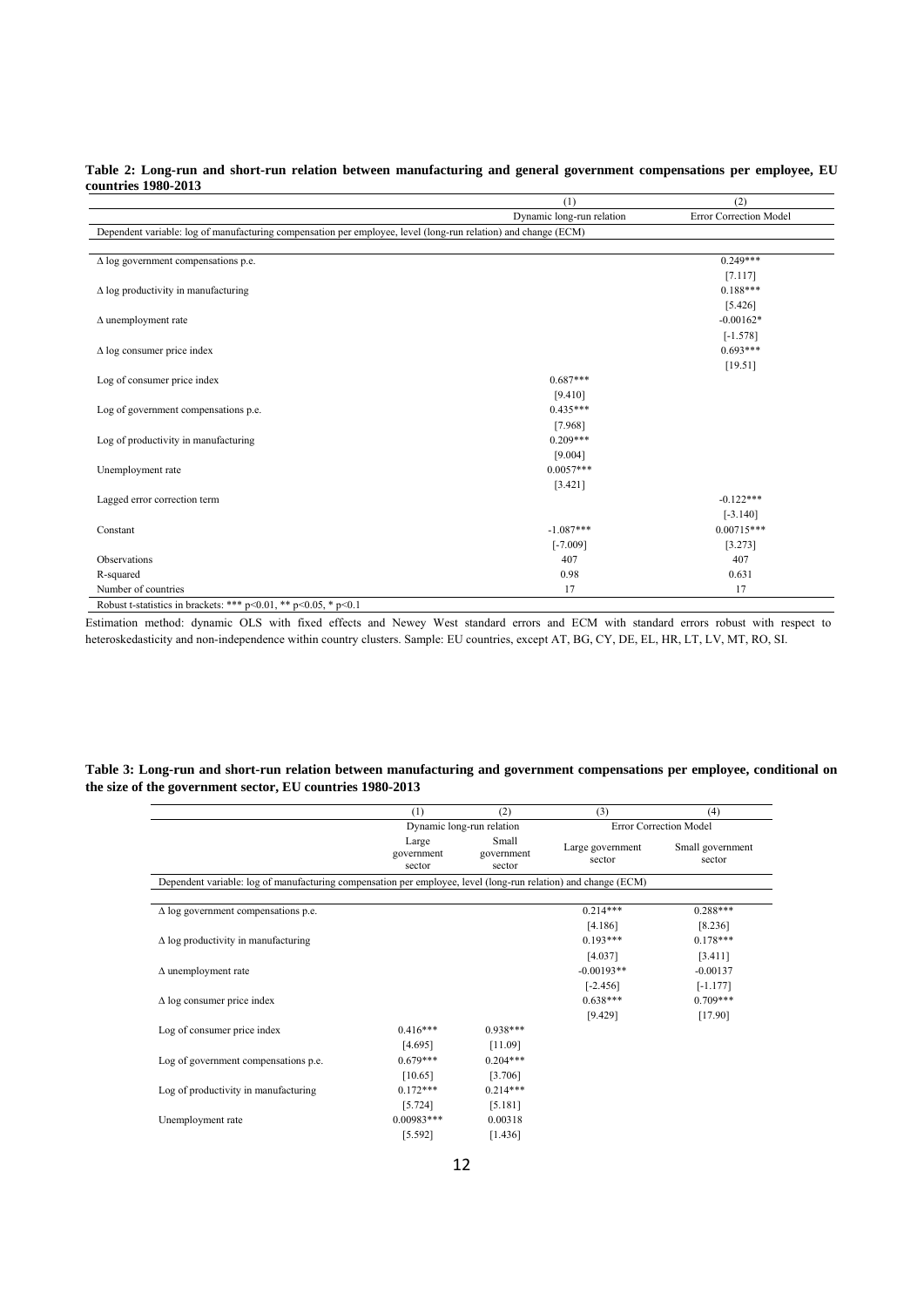**Table 2: Long-run and short-run relation between manufacturing and general government compensations per employee, EU countries 1980-2013**

| | (1) | (2) |
|---|---|---|
| | Dynamic long-run relation | Error Correction Model |
| Dependent variable: log of manufacturing compensation per employee, level (long-run relation) and change (ECM) | | |
| Δ log government compensations p.e. | | 0.249*** |
| | | [7.117] |
| Δ log productivity in manufacturing | | 0.188*** |
| | | [5.426] |
| Δ unemployment rate | | -0.00162* |
| | | [-1.578] |
| Δ log consumer price index | | 0.693*** |
| | | [19.51] |
| Log of consumer price index | 0.687*** | |
| | [9.410] | |
| Log of government compensations p.e. | 0.435*** | |
| | [7.968] | |
| Log of productivity in manufacturing | 0.209*** | |
| | [9.004] | |
| Unemployment rate | 0.0057*** | |
| | [3.421] | |
| Lagged error correction term | | -0.122*** |
| | | [-3.140] |
| Constant | -1.087*** | 0.00715*** |
| | [-7.009] | [3.273] |
| Observations | 407 | 407 |
| R-squared | 0.98 | 0.631 |
| Number of countries | 17 | 17 |

Robust t-statistics in brackets: *** p<0.01, ** p<0.05, * p<0.1

Estimation method: dynamic OLS with fixed effects and Newey West standard errors and ECM with standard errors robust with respect to heteroskedasticity and non-independence within country clusters. Sample: EU countries, except AT, BG, CY, DE, EL, HR, LT, LV, MT, RO, SI.

**Table 3: Long-run and short-run relation between manufacturing and government compensations per employee, conditional on the size of the government sector, EU countries 1980-2013**

| | (1) | (2) | (3) | (4) |
|---|---|---|---|---|
| | Dynamic long-run relation | | Error Correction Model | |
| | Large government sector | Small government sector | Large government sector | Small government sector |
| Dependent variable: log of manufacturing compensation per employee, level (long-run relation) and change (ECM) | | | | |
| Δ log government compensations p.e. | | | 0.214*** | 0.288*** |
| | | | [4.186] | [8.236] |
| Δ log productivity in manufacturing | | | 0.193*** | 0.178*** |
| | | | [4.037] | [3.411] |
| Δ unemployment rate | | | -0.00193** | -0.00137 |
| | | | [-2.456] | [-1.177] |
| Δ log consumer price index | | | 0.638*** | 0.709*** |
| | | | [9.429] | [17.90] |
| Log of consumer price index | 0.416*** | 0.938*** | | |
| | [4.695] | [11.09] | | |
| Log of government compensations p.e. | 0.679*** | 0.204*** | | |
| | [10.65] | [3.706] | | |
| Log of productivity in manufacturing | 0.172*** | 0.214*** | | |
| | [5.724] | [5.181] | | |
| Unemployment rate | 0.00983*** | 0.00318 | | |
| | [5.592] | [1.436] | | |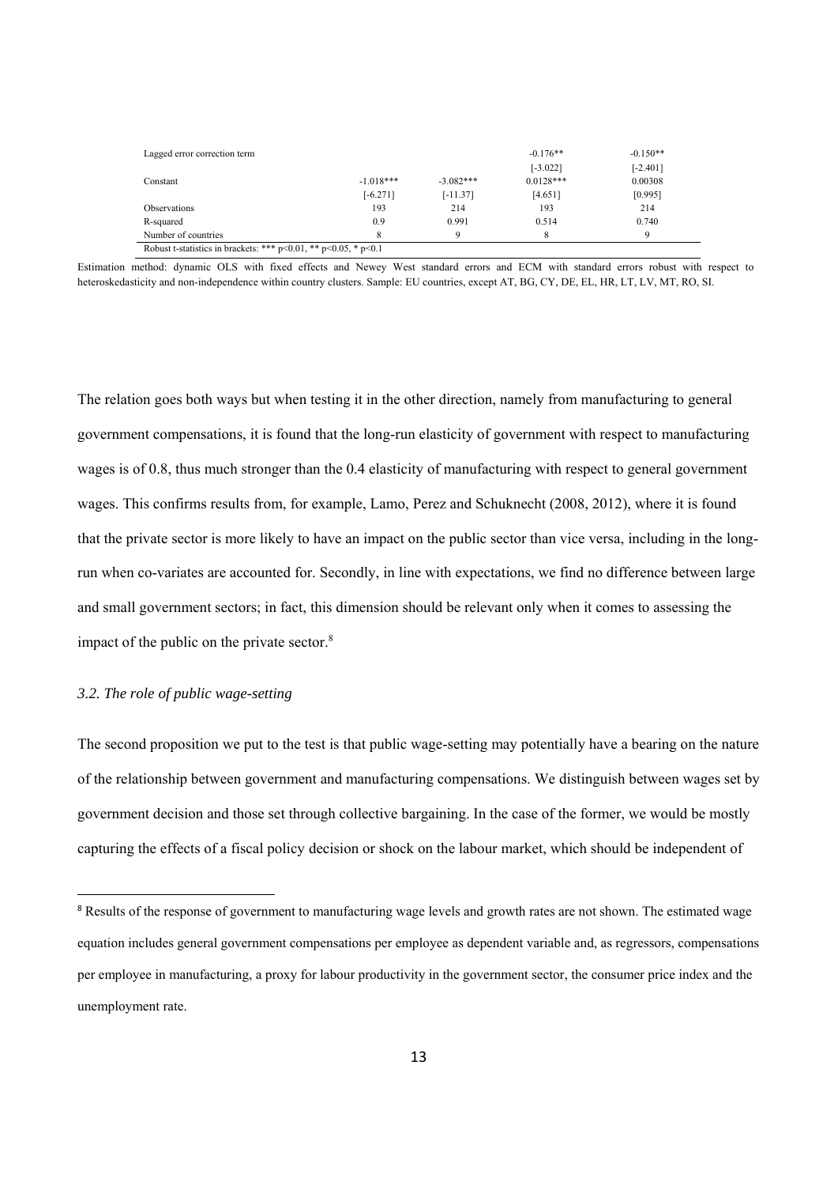| | | | | |
|---|---|---|---|---|
| Lagged error correction term | | | -0.176** | -0.150** |
| | | | [-3.022] | [-2.401] |
| Constant | -1.018*** | -3.082*** | 0.0128*** | 0.00308 |
| | [-6.271] | [-11.37] | [4.651] | [0.995] |
| Observations | 193 | 214 | 193 | 214 |
| R-squared | 0.9 | 0.991 | 0.514 | 0.740 |
| Number of countries | 8 | 9 | 8 | 9 |

Robust t-statistics in brackets: *** p<0.01, ** p<0.05, * p<0.1

Estimation method: dynamic OLS with fixed effects and Newey West standard errors and ECM with standard errors robust with respect to heteroskedasticity and non-independence within country clusters. Sample: EU countries, except AT, BG, CY, DE, EL, HR, LT, LV, MT, RO, SI.

The relation goes both ways but when testing it in the other direction, namely from manufacturing to general government compensations, it is found that the long-run elasticity of government with respect to manufacturing wages is of 0.8, thus much stronger than the 0.4 elasticity of manufacturing with respect to general government wages. This confirms results from, for example, Lamo, Perez and Schuknecht (2008, 2012), where it is found that the private sector is more likely to have an impact on the public sector than vice versa, including in the long-run when co-variates are accounted for. Secondly, in line with expectations, we find no difference between large and small government sectors; in fact, this dimension should be relevant only when it comes to assessing the impact of the public on the private sector.[8]

### *3.2. The role of public wage-setting*

The second proposition we put to the test is that public wage-setting may potentially have a bearing on the nature of the relationship between government and manufacturing compensations. We distinguish between wages set by government decision and those set through collective bargaining. In the case of the former, we would be mostly capturing the effects of a fiscal policy decision or shock on the labour market, which should be independent of

[8] Results of the response of government to manufacturing wage levels and growth rates are not shown. The estimated wage equation includes general government compensations per employee as dependent variable and, as regressors, compensations per employee in manufacturing, a proxy for labour productivity in the government sector, the consumer price index and the unemployment rate.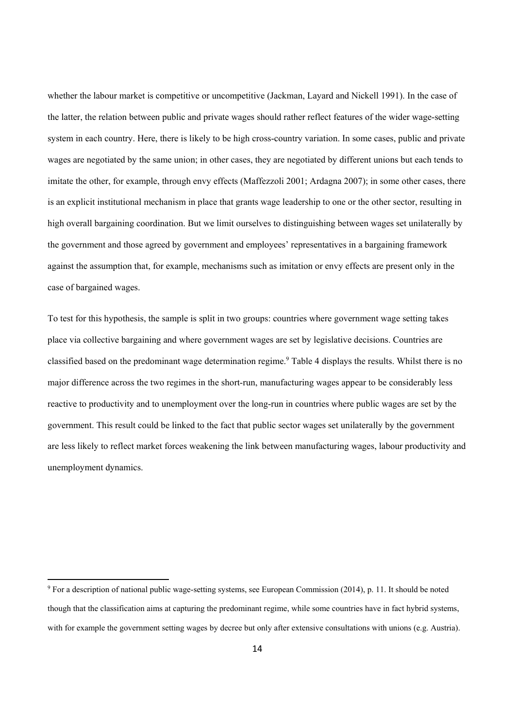whether the labour market is competitive or uncompetitive (Jackman, Layard and Nickell 1991). In the case of the latter, the relation between public and private wages should rather reflect features of the wider wage-setting system in each country. Here, there is likely to be high cross-country variation. In some cases, public and private wages are negotiated by the same union; in other cases, they are negotiated by different unions but each tends to imitate the other, for example, through envy effects (Maffezzoli 2001; Ardagna 2007); in some other cases, there is an explicit institutional mechanism in place that grants wage leadership to one or the other sector, resulting in high overall bargaining coordination. But we limit ourselves to distinguishing between wages set unilaterally by the government and those agreed by government and employees' representatives in a bargaining framework against the assumption that, for example, mechanisms such as imitation or envy effects are present only in the case of bargained wages.

To test for this hypothesis, the sample is split in two groups: countries where government wage setting takes place via collective bargaining and where government wages are set by legislative decisions. Countries are classified based on the predominant wage determination regime.[9] Table 4 displays the results. Whilst there is no major difference across the two regimes in the short-run, manufacturing wages appear to be considerably less reactive to productivity and to unemployment over the long-run in countries where public wages are set by the government. This result could be linked to the fact that public sector wages set unilaterally by the government are less likely to reflect market forces weakening the link between manufacturing wages, labour productivity and unemployment dynamics.

[9] For a description of national public wage-setting systems, see European Commission (2014), p. 11. It should be noted though that the classification aims at capturing the predominant regime, while some countries have in fact hybrid systems, with for example the government setting wages by decree but only after extensive consultations with unions (e.g. Austria).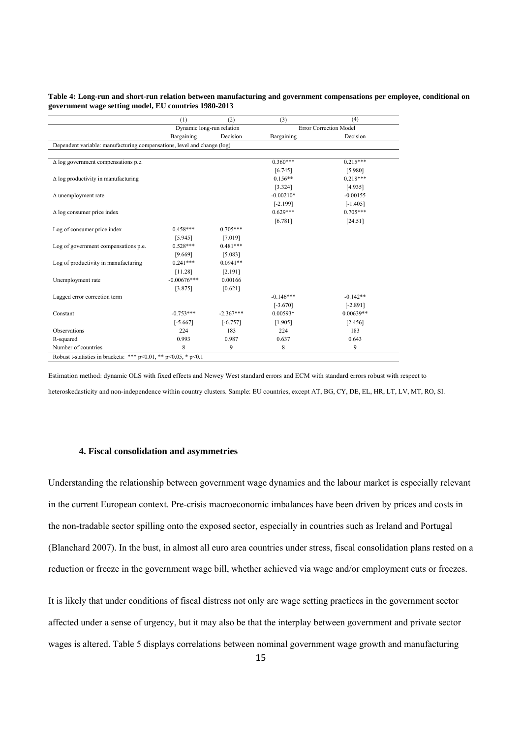**Table 4: Long-run and short-run relation between manufacturing and government compensations per employee, conditional on government wage setting model, EU countries 1980-2013**

| | (1) | (2) | (3) | (4) |
|---|---|---|---|---|
| | Dynamic long-run relation | | Error Correction Model | |
| | Bargaining | Decision | Bargaining | Decision |
| Dependent variable: manufacturing compensations, level and change (log) | | | | |
| Δ log government compensations p.e. | | | 0.360*** | 0.215*** |
| | | | [6.745] | [5.980] |
| Δ log productivity in manufacturing | | | 0.156** | 0.218*** |
| | | | [3.324] | [4.935] |
| Δ unemployment rate | | | -0.00210* | -0.00155 |
| | | | [-2.199] | [-1.405] |
| Δ log consumer price index | | | 0.629*** | 0.705*** |
| | | | [6.781] | [24.51] |
| Log of consumer price index | 0.458*** | 0.705*** | | |
| | [5.945] | [7.019] | | |
| Log of government compensations p.e. | 0.528*** | 0.481*** | | |
| | [9.669] | [5.083] | | |
| Log of productivity in manufacturing | 0.241*** | 0.0941** | | |
| | [11.28] | [2.191] | | |
| Unemployment rate | -0.00676*** | 0.00166 | | |
| | [3.875] | [0.621] | | |
| Lagged error correction term | | | -0.146*** | -0.142** |
| | | | [-3.670] | [-2.891] |
| Constant | -0.753*** | -2.367*** | 0.00593* | 0.00639** |
| | [-5.667] | [-6.757] | [1.905] | [2.456] |
| Observations | 224 | 183 | 224 | 183 |
| R-squared | 0.993 | 0.987 | 0.637 | 0.643 |
| Number of countries | 8 | 9 | 8 | 9 |
| Robust t-statistics in brackets: *** p<0.01, ** p<0.05, * p<0.1 | | | | |

Estimation method: dynamic OLS with fixed effects and Newey West standard errors and ECM with standard errors robust with respect to heteroskedasticity and non-independence within country clusters. Sample: EU countries, except AT, BG, CY, DE, EL, HR, LT, LV, MT, RO, SI.

### 4. Fiscal consolidation and asymmetries

Understanding the relationship between government wage dynamics and the labour market is especially relevant in the current European context. Pre-crisis macroeconomic imbalances have been driven by prices and costs in the non-tradable sector spilling onto the exposed sector, especially in countries such as Ireland and Portugal (Blanchard 2007). In the bust, in almost all euro area countries under stress, fiscal consolidation plans rested on a reduction or freeze in the government wage bill, whether achieved via wage and/or employment cuts or freezes.

It is likely that under conditions of fiscal distress not only are wage setting practices in the government sector affected under a sense of urgency, but it may also be that the interplay between government and private sector wages is altered. Table 5 displays correlations between nominal government wage growth and manufacturing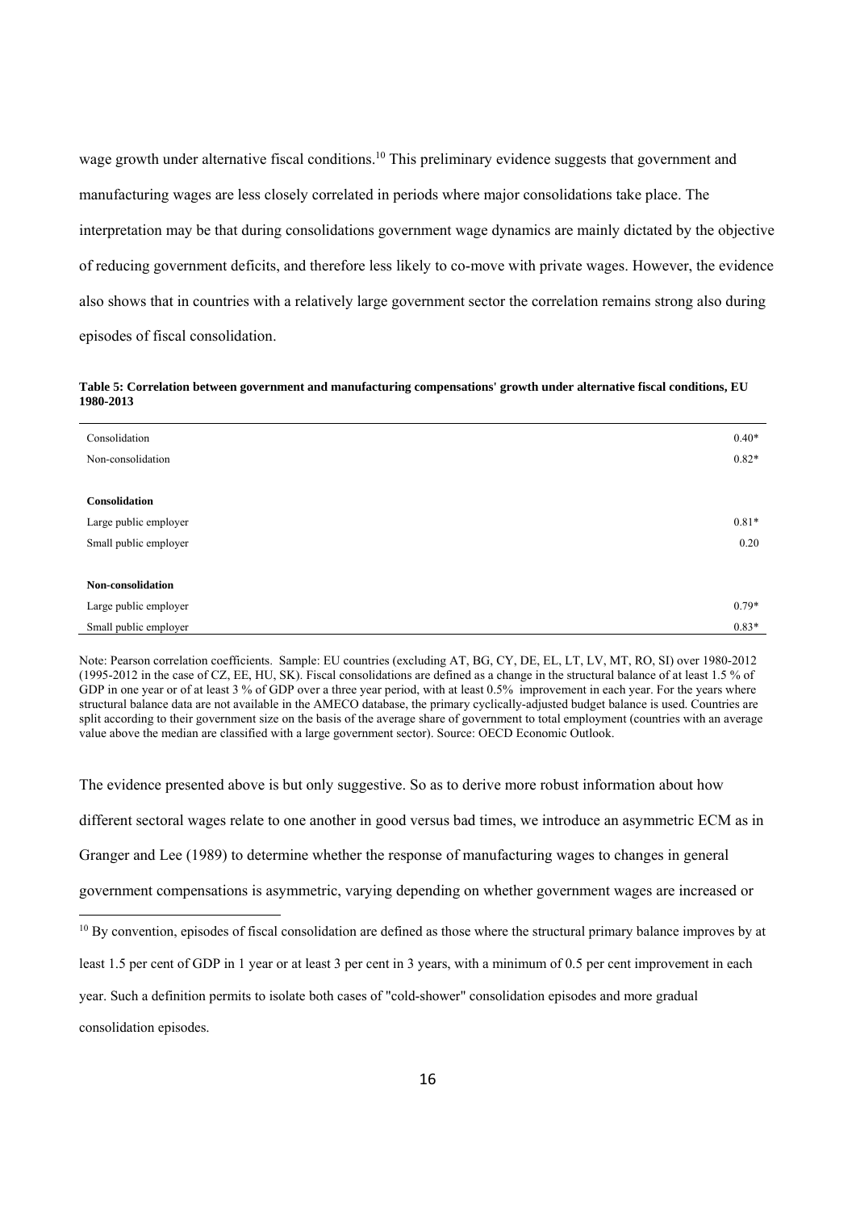wage growth under alternative fiscal conditions.[10] This preliminary evidence suggests that government and manufacturing wages are less closely correlated in periods where major consolidations take place. The interpretation may be that during consolidations government wage dynamics are mainly dictated by the objective of reducing government deficits, and therefore less likely to co-move with private wages. However, the evidence also shows that in countries with a relatively large government sector the correlation remains strong also during episodes of fiscal consolidation.

**Table 5: Correlation between government and manufacturing compensations' growth under alternative fiscal conditions, EU 1980-2013**

| | |
|---|---|
| Consolidation | 0.40* |
| Non-consolidation | 0.82* |
| | |
| **Consolidation** | |
| Large public employer | 0.81* |
| Small public employer | 0.20 |
| | |
| **Non-consolidation** | |
| Large public employer | 0.79* |
| Small public employer | 0.83* |

Note: Pearson correlation coefficients. Sample: EU countries (excluding AT, BG, CY, DE, EL, LT, LV, MT, RO, SI) over 1980-2012 (1995-2012 in the case of CZ, EE, HU, SK). Fiscal consolidations are defined as a change in the structural balance of at least 1.5 % of GDP in one year or of at least 3 % of GDP over a three year period, with at least 0.5% improvement in each year. For the years where structural balance data are not available in the AMECO database, the primary cyclically-adjusted budget balance is used. Countries are split according to their government size on the basis of the average share of government to total employment (countries with an average value above the median are classified with a large government sector). Source: OECD Economic Outlook.

The evidence presented above is but only suggestive. So as to derive more robust information about how different sectoral wages relate to one another in good versus bad times, we introduce an asymmetric ECM as in Granger and Lee (1989) to determine whether the response of manufacturing wages to changes in general government compensations is asymmetric, varying depending on whether government wages are increased or

[10] By convention, episodes of fiscal consolidation are defined as those where the structural primary balance improves by at least 1.5 per cent of GDP in 1 year or at least 3 per cent in 3 years, with a minimum of 0.5 per cent improvement in each year. Such a definition permits to isolate both cases of "cold-shower" consolidation episodes and more gradual consolidation episodes.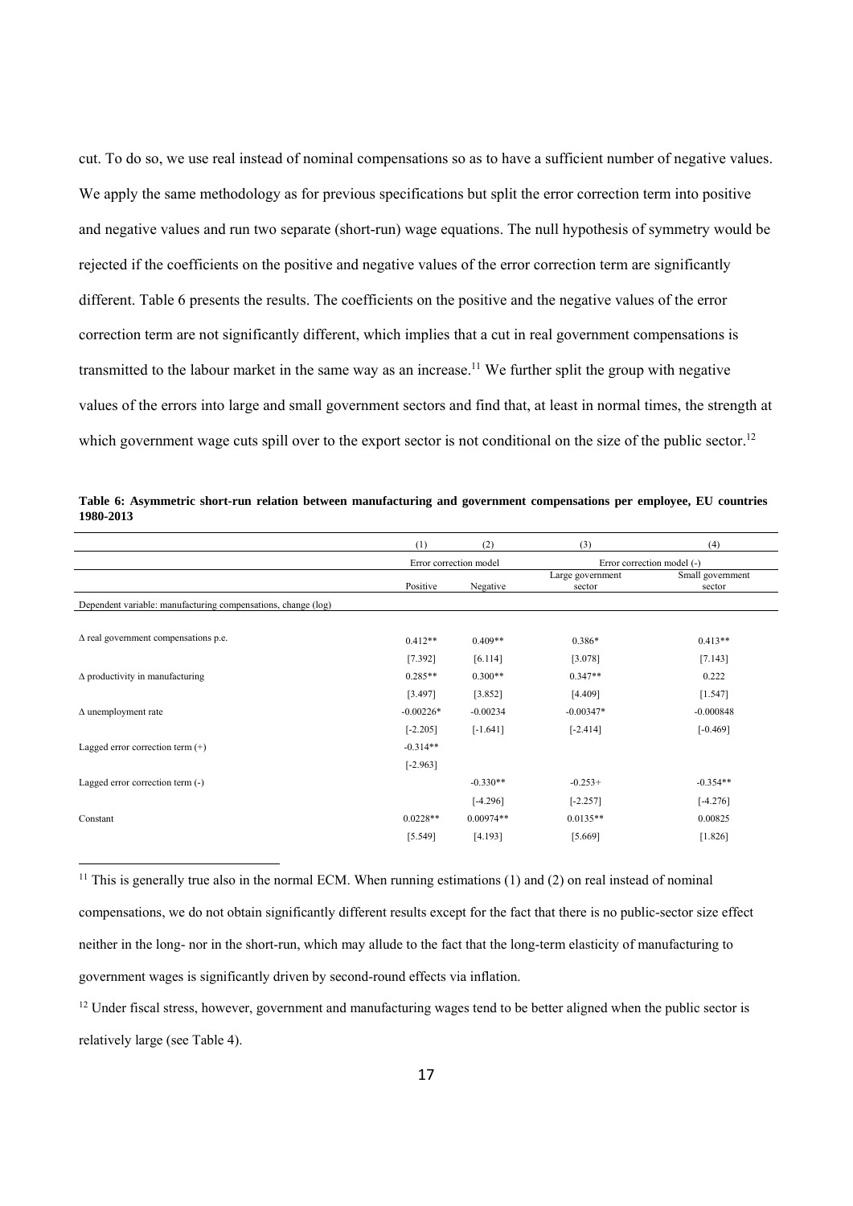cut. To do so, we use real instead of nominal compensations so as to have a sufficient number of negative values. We apply the same methodology as for previous specifications but split the error correction term into positive and negative values and run two separate (short-run) wage equations. The null hypothesis of symmetry would be rejected if the coefficients on the positive and negative values of the error correction term are significantly different. Table 6 presents the results. The coefficients on the positive and the negative values of the error correction term are not significantly different, which implies that a cut in real government compensations is transmitted to the labour market in the same way as an increase.[11] We further split the group with negative values of the errors into large and small government sectors and find that, at least in normal times, the strength at which government wage cuts spill over to the export sector is not conditional on the size of the public sector.[12]

**Table 6: Asymmetric short-run relation between manufacturing and government compensations per employee, EU countries 1980-2013**

| | (1) | (2) | (3) | (4) |
|---|---|---|---|---|
| | Error correction model | | Error correction model (-) | |
| | Positive | Negative | Large government sector | Small government sector |
| Dependent variable: manufacturing compensations, change (log) | | | | |
| Δ real government compensations p.e. | 0.412** | 0.409** | 0.386* | 0.413** |
| | [7.392] | [6.114] | [3.078] | [7.143] |
| Δ productivity in manufacturing | 0.285** | 0.300** | 0.347** | 0.222 |
| | [3.497] | [3.852] | [4.409] | [1.547] |
| Δ unemployment rate | -0.00226* | -0.00234 | -0.00347* | -0.000848 |
| | [-2.205] | [-1.641] | [-2.414] | [-0.469] |
| Lagged error correction term (+) | -0.314** | | | |
| | [-2.963] | | | |
| Lagged error correction term (-) | | -0.330** | -0.253+ | -0.354** |
| | | [-4.296] | [-2.257] | [-4.276] |
| Constant | 0.0228** | 0.00974** | 0.0135** | 0.00825 |
| | [5.549] | [4.193] | [5.669] | [1.826] |

[11] This is generally true also in the normal ECM. When running estimations (1) and (2) on real instead of nominal compensations, we do not obtain significantly different results except for the fact that there is no public-sector size effect neither in the long- nor in the short-run, which may allude to the fact that the long-term elasticity of manufacturing to government wages is significantly driven by second-round effects via inflation.

[12] Under fiscal stress, however, government and manufacturing wages tend to be better aligned when the public sector is relatively large (see Table 4).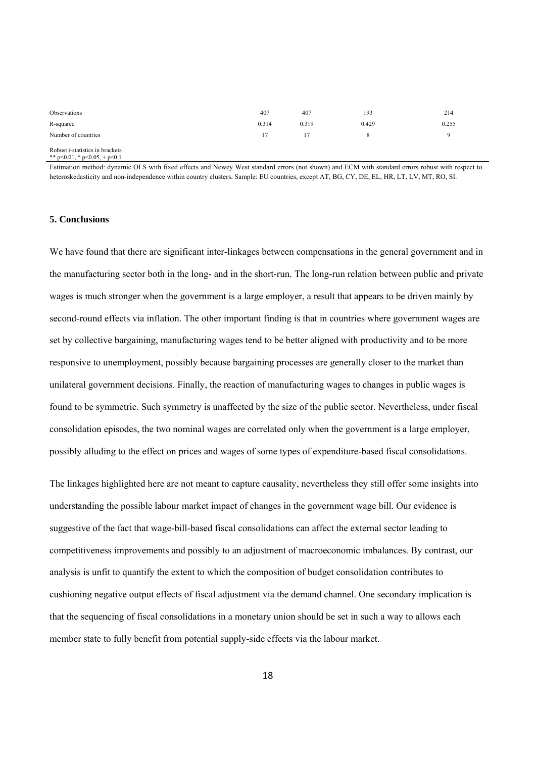| | | | | |
|---|---|---|---|---|
| Observations | 407 | 407 | 193 | 214 |
| R-squared | 0.314 | 0.319 | 0.429 | 0.255 |
| Number of countries | 17 | 17 | 8 | 9 |

Robust t-statistics in brackets
** p<0.01, * p<0.05, + p<0.1

Estimation method: dynamic OLS with fixed effects and Newey West standard errors (not shown) and ECM with standard errors robust with respect to heteroskedasticity and non-independence within country clusters. Sample: EU countries, except AT, BG, CY, DE, EL, HR, LT, LV, MT, RO, SI.

## 5. Conclusions

We have found that there are significant inter-linkages between compensations in the general government and in the manufacturing sector both in the long- and in the short-run. The long-run relation between public and private wages is much stronger when the government is a large employer, a result that appears to be driven mainly by second-round effects via inflation. The other important finding is that in countries where government wages are set by collective bargaining, manufacturing wages tend to be better aligned with productivity and to be more responsive to unemployment, possibly because bargaining processes are generally closer to the market than unilateral government decisions. Finally, the reaction of manufacturing wages to changes in public wages is found to be symmetric. Such symmetry is unaffected by the size of the public sector. Nevertheless, under fiscal consolidation episodes, the two nominal wages are correlated only when the government is a large employer, possibly alluding to the effect on prices and wages of some types of expenditure-based fiscal consolidations.

The linkages highlighted here are not meant to capture causality, nevertheless they still offer some insights into understanding the possible labour market impact of changes in the government wage bill. Our evidence is suggestive of the fact that wage-bill-based fiscal consolidations can affect the external sector leading to competitiveness improvements and possibly to an adjustment of macroeconomic imbalances. By contrast, our analysis is unfit to quantify the extent to which the composition of budget consolidation contributes to cushioning negative output effects of fiscal adjustment via the demand channel. One secondary implication is that the sequencing of fiscal consolidations in a monetary union should be set in such a way to allows each member state to fully benefit from potential supply-side effects via the labour market.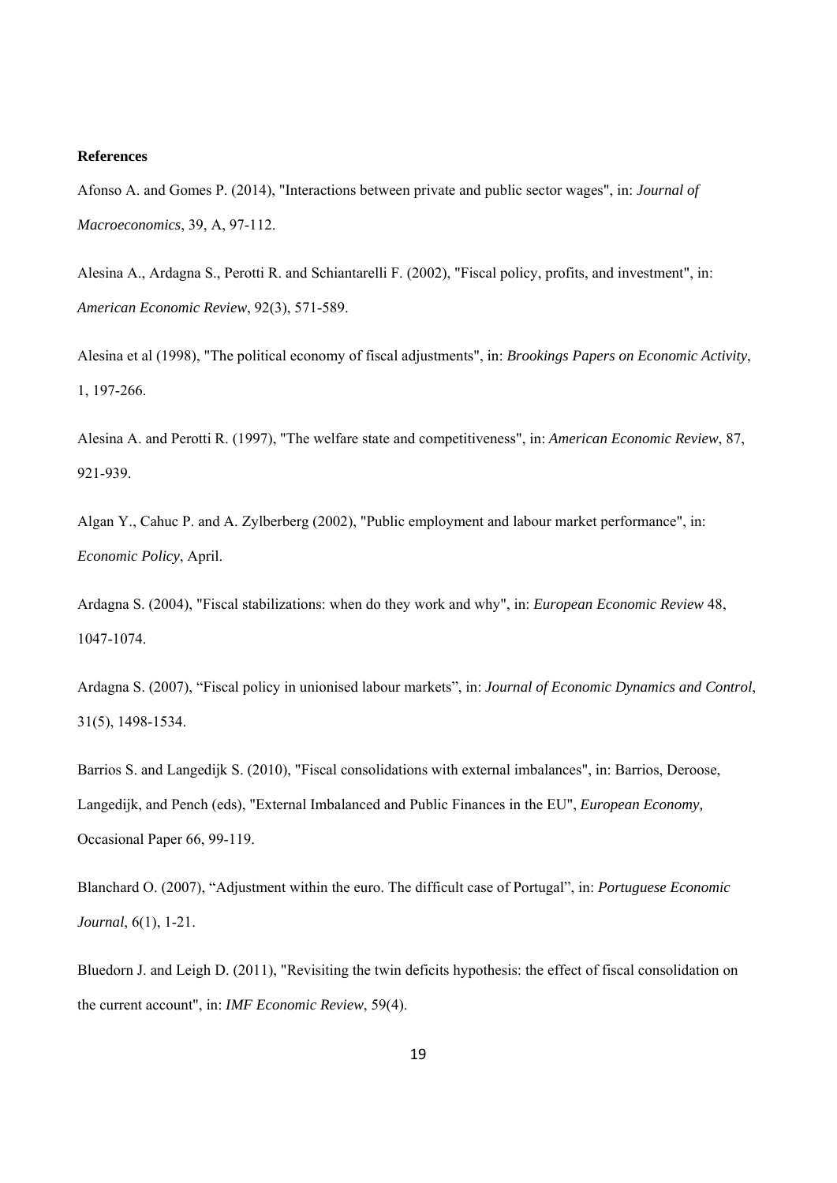**References**

Afonso A. and Gomes P. (2014), "Interactions between private and public sector wages", in: *Journal of Macroeconomics*, 39, A, 97-112.

Alesina A., Ardagna S., Perotti R. and Schiantarelli F. (2002), "Fiscal policy, profits, and investment", in: *American Economic Review*, 92(3), 571-589.

Alesina et al (1998), "The political economy of fiscal adjustments", in: *Brookings Papers on Economic Activity*, 1, 197-266.

Alesina A. and Perotti R. (1997), "The welfare state and competitiveness", in: *American Economic Review*, 87, 921-939.

Algan Y., Cahuc P. and A. Zylberberg (2002), "Public employment and labour market performance", in: *Economic Policy*, April.

Ardagna S. (2004), "Fiscal stabilizations: when do they work and why", in: *European Economic Review* 48, 1047-1074.

Ardagna S. (2007), "Fiscal policy in unionised labour markets", in: *Journal of Economic Dynamics and Control*, 31(5), 1498-1534.

Barrios S. and Langedijk S. (2010), "Fiscal consolidations with external imbalances", in: Barrios, Deroose, Langedijk, and Pench (eds), "External Imbalanced and Public Finances in the EU", *European Economy,* Occasional Paper 66, 99-119.

Blanchard O. (2007), "Adjustment within the euro. The difficult case of Portugal", in: *Portuguese Economic Journal*, 6(1), 1-21.

Bluedorn J. and Leigh D. (2011), "Revisiting the twin deficits hypothesis: the effect of fiscal consolidation on the current account", in: *IMF Economic Review*, 59(4).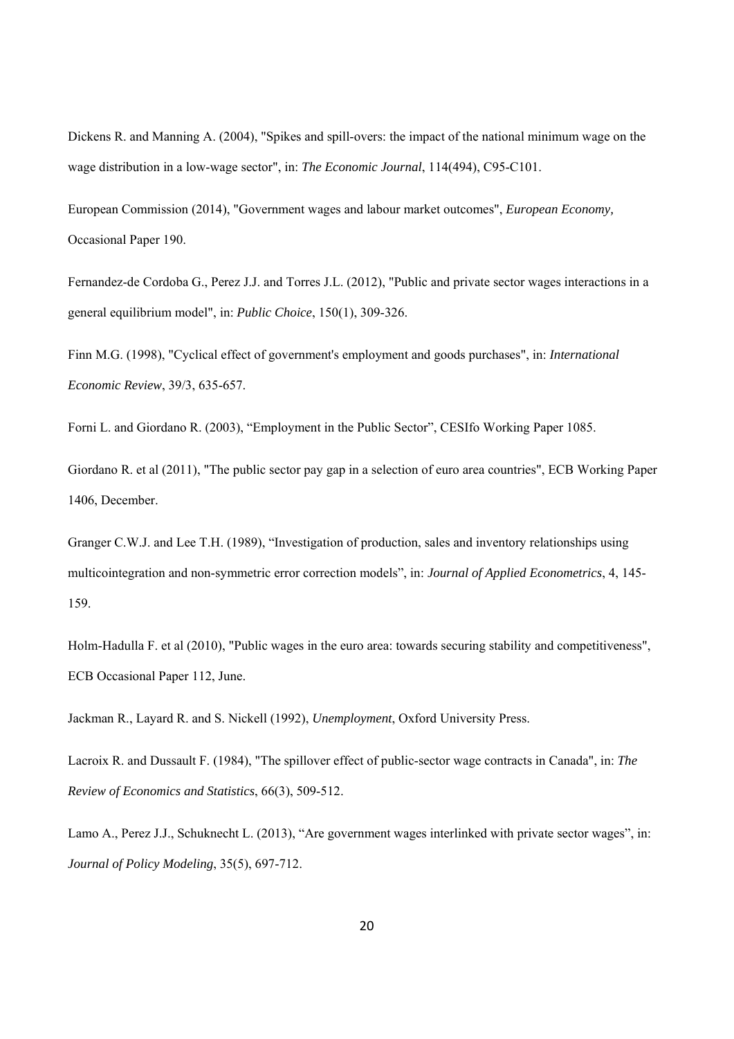Dickens R. and Manning A. (2004), "Spikes and spill-overs: the impact of the national minimum wage on the wage distribution in a low-wage sector", in: *The Economic Journal*, 114(494), C95-C101.

European Commission (2014), "Government wages and labour market outcomes", *European Economy,* Occasional Paper 190.

Fernandez-de Cordoba G., Perez J.J. and Torres J.L. (2012), "Public and private sector wages interactions in a general equilibrium model", in: *Public Choice*, 150(1), 309-326.

Finn M.G. (1998), "Cyclical effect of government's employment and goods purchases", in: *International Economic Review*, 39/3, 635-657.

Forni L. and Giordano R. (2003), "Employment in the Public Sector", CESIfo Working Paper 1085.

Giordano R. et al (2011), "The public sector pay gap in a selection of euro area countries", ECB Working Paper 1406, December.

Granger C.W.J. and Lee T.H. (1989), "Investigation of production, sales and inventory relationships using multicointegration and non-symmetric error correction models", in: *Journal of Applied Econometrics*, 4, 145-159.

Holm-Hadulla F. et al (2010), "Public wages in the euro area: towards securing stability and competitiveness", ECB Occasional Paper 112, June.

Jackman R., Layard R. and S. Nickell (1992), *Unemployment*, Oxford University Press.

Lacroix R. and Dussault F. (1984), "The spillover effect of public-sector wage contracts in Canada", in: *The Review of Economics and Statistics*, 66(3), 509-512.

Lamo A., Perez J.J., Schuknecht L. (2013), "Are government wages interlinked with private sector wages", in: *Journal of Policy Modeling*, 35(5), 697-712.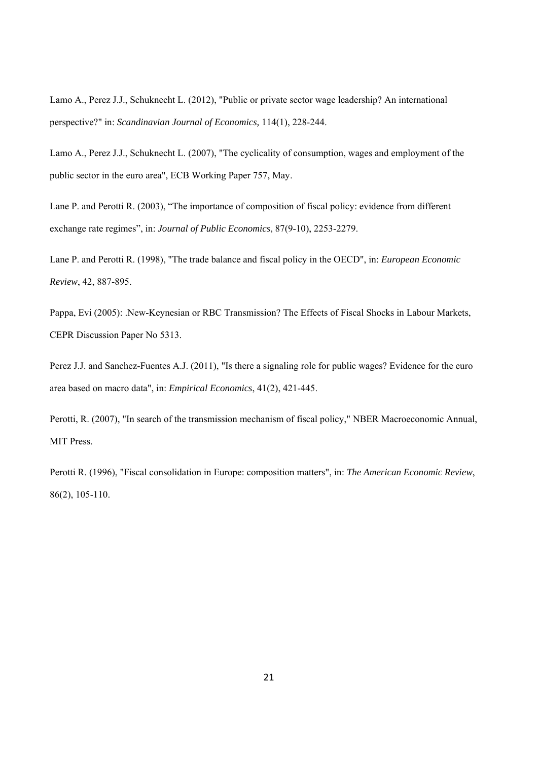Lamo A., Perez J.J., Schuknecht L. (2012), "Public or private sector wage leadership? An international perspective?" in: *Scandinavian Journal of Economics,* 114(1), 228-244.

Lamo A., Perez J.J., Schuknecht L. (2007), "The cyclicality of consumption, wages and employment of the public sector in the euro area", ECB Working Paper 757, May.

Lane P. and Perotti R. (2003), “The importance of composition of fiscal policy: evidence from different exchange rate regimes”, in: *Journal of Public Economics*, 87(9-10), 2253-2279.

Lane P. and Perotti R. (1998), "The trade balance and fiscal policy in the OECD", in: *European Economic Review*, 42, 887-895.

Pappa, Evi (2005): .New-Keynesian or RBC Transmission? The Effects of Fiscal Shocks in Labour Markets, CEPR Discussion Paper No 5313.

Perez J.J. and Sanchez-Fuentes A.J. (2011), "Is there a signaling role for public wages? Evidence for the euro area based on macro data", in: *Empirical Economics*, 41(2), 421-445.

Perotti, R. (2007), "In search of the transmission mechanism of fiscal policy," NBER Macroeconomic Annual, MIT Press.

Perotti R. (1996), "Fiscal consolidation in Europe: composition matters", in: *The American Economic Review*, 86(2), 105-110.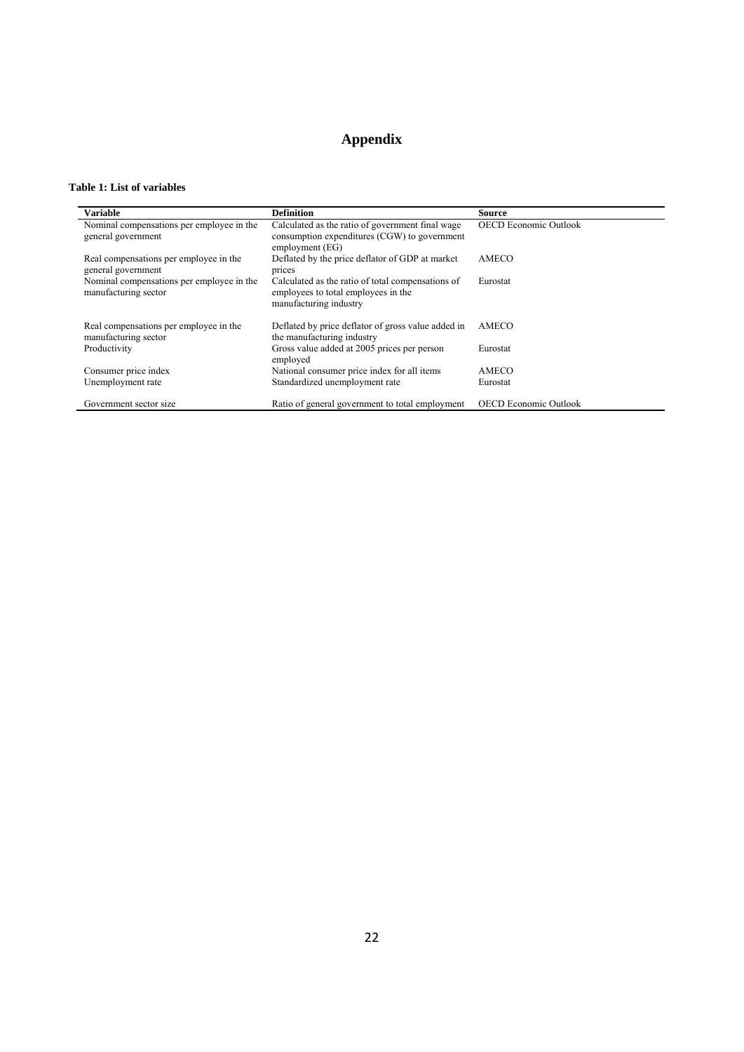# Appendix

**Table 1: List of variables**

| Variable | Definition | Source |
|---|---|---|
| Nominal compensations per employee in the general government | Calculated as the ratio of government final wage consumption expenditures (CGW) to government employment (EG) | OECD Economic Outlook |
| Real compensations per employee in the general government | Deflated by the price deflator of GDP at market prices | AMECO |
| Nominal compensations per employee in the manufacturing sector | Calculated as the ratio of total compensations of employees to total employees in the manufacturing industry | Eurostat |
| Real compensations per employee in the manufacturing sector | Deflated by price deflator of gross value added in the manufacturing industry | AMECO |
| Productivity | Gross value added at 2005 prices per person employed | Eurostat |
| Consumer price index | National consumer price index for all items | AMECO |
| Unemployment rate | Standardized unemployment rate | Eurostat |
| Government sector size | Ratio of general government to total employment | OECD Economic Outlook |